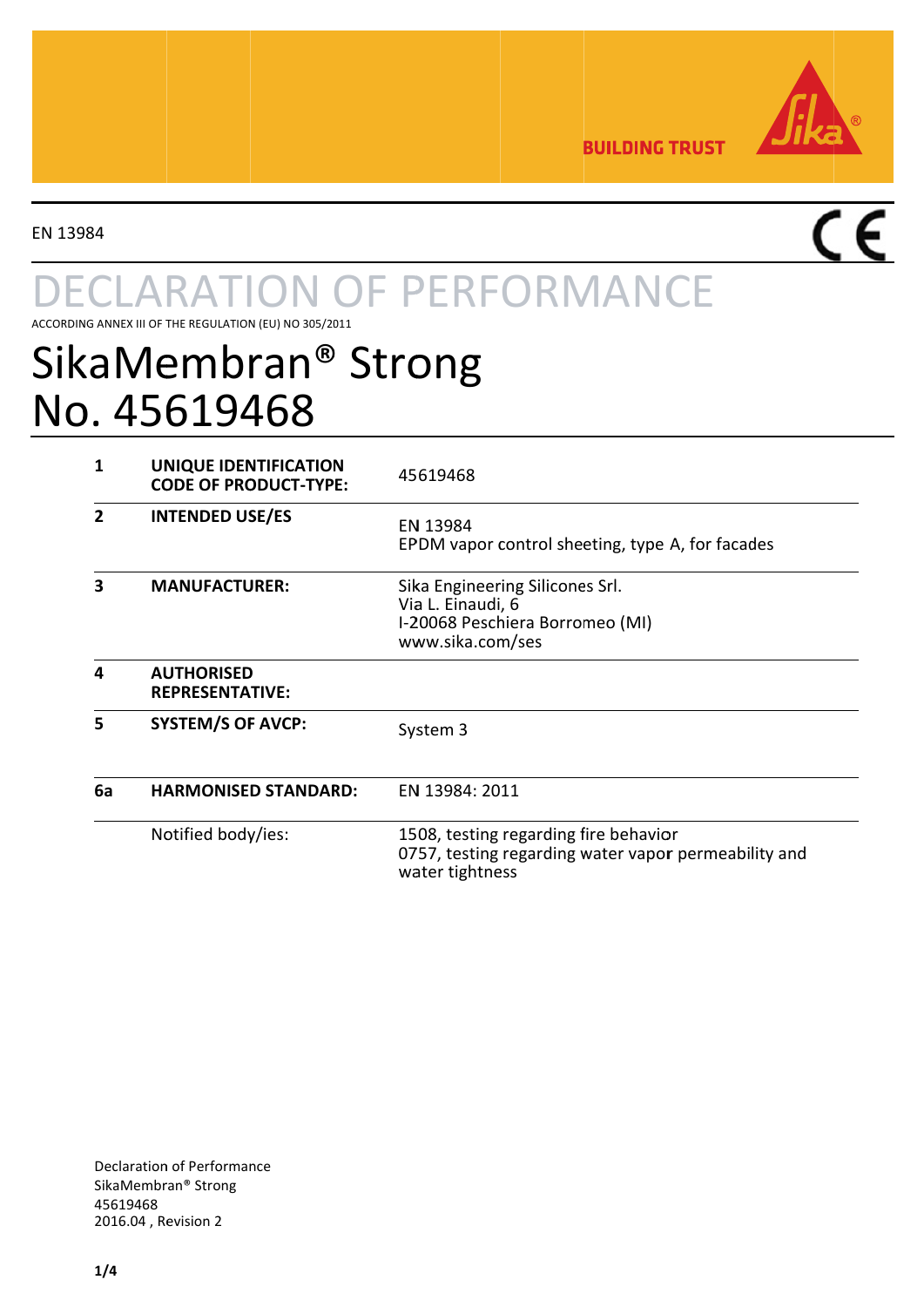EN 13984

# DECLARATION OF PERFORMANCE

ACCORDING ANNEX III OF THE REGULATION (EU) NO 305/2011

# SikaMembran® Strong
# No. 45619468

| | | |
|---|---|---|
| **1** | **UNIQUE IDENTIFICATION CODE OF PRODUCT-TYPE:** | 45619468 |
| **2** | **INTENDED USE/ES** | EN 13984<br>EPDM vapor control sheeting, type A, for facades |
| **3** | **MANUFACTURER:** | Sika Engineering Silicones Srl.<br>Via L. Einaudi, 6<br>I-20068 Peschiera Borromeo (MI)<br>www.sika.com/ses |
| **4** | **AUTHORISED REPRESENTATIVE:** | |
| **5** | **SYSTEM/S OF AVCP:** | System 3 |
| **6a** | **HARMONISED STANDARD:** | EN 13984: 2011 |
| | Notified body/ies: | 1508, testing regarding fire behavior<br>0757, testing regarding water vapor permeability and water tightness |

Declaration of Performance
SikaMembran® Strong
45619468
2016.04 , Revision 2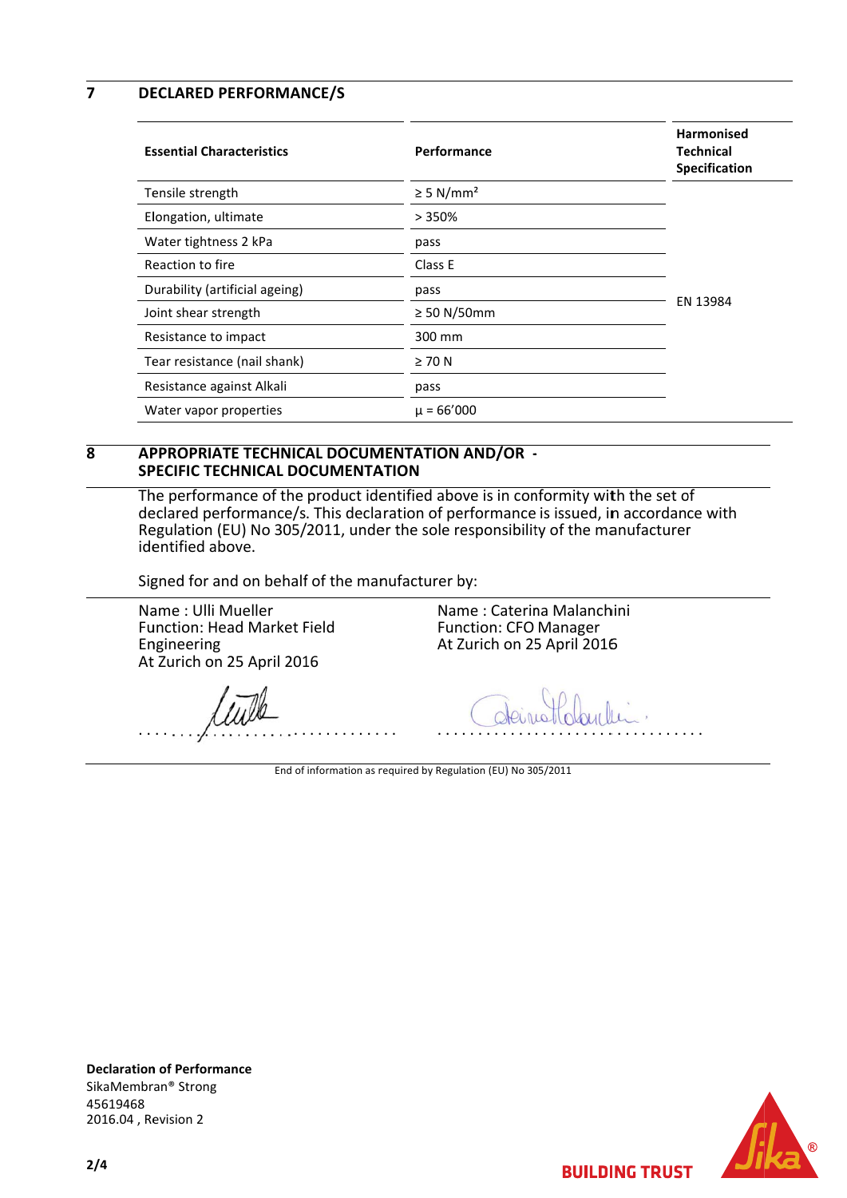## 7 DECLARED PERFORMANCE/S

| Essential Characteristics | Performance | Harmonised Technical Specification |
|---|---|---|
| Tensile strength | ≥ 5 N/mm² | EN 13984 |
| Elongation, ultimate | > 350% | |
| Water tightness 2 kPa | pass | |
| Reaction to fire | Class E | |
| Durability (artificial ageing) | pass | |
| Joint shear strength | ≥ 50 N/50mm | |
| Resistance to impact | 300 mm | |
| Tear resistance (nail shank) | ≥ 70 N | |
| Resistance against Alkali | pass | |
| Water vapor properties | μ = 66’000 | |

## 8 APPROPRIATE TECHNICAL DOCUMENTATION AND/OR - SPECIFIC TECHNICAL DOCUMENTATION

The performance of the product identified above is in conformity with the set of declared performance/s. This declaration of performance is issued, in accordance with Regulation (EU) No 305/2011, under the sole responsibility of the manufacturer identified above.

Signed for and on behalf of the manufacturer by:

Name : Ulli Mueller
Function: Head Market Field Engineering
At Zurich on 25 April 2016

Name : Caterina Malanchini
Function: CFO Manager
At Zurich on 25 April 2016

End of information as required by Regulation (EU) No 305/2011

**Declaration of Performance**
SikaMembran® Strong
45619468
2016.04 , Revision 2

BUILDING TRUST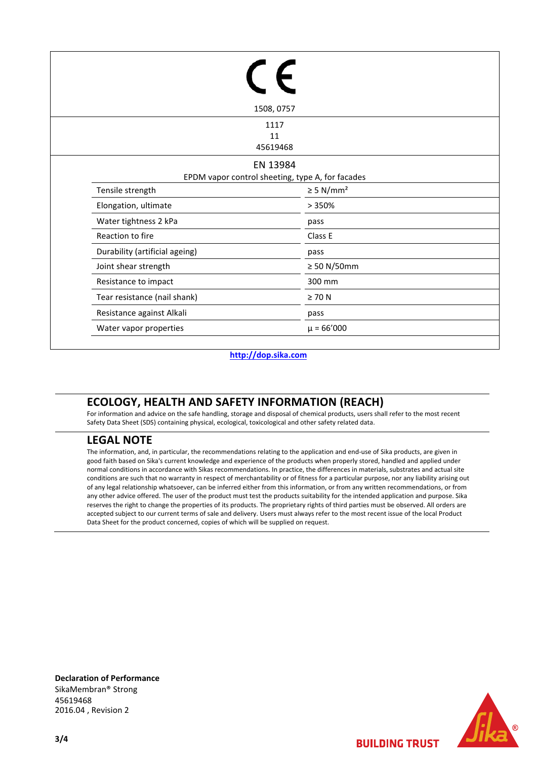CE

1508, 0757

1117

11

45619468

EN 13984

EPDM vapor control sheeting, type A, for facades

| Tensile strength | ≥ 5 N/mm² |
|---|---|
| Elongation, ultimate | > 350% |
| Water tightness 2 kPa | pass |
| Reaction to fire | Class E |
| Durability (artificial ageing) | pass |
| Joint shear strength | ≥ 50 N/50mm |
| Resistance to impact | 300 mm |
| Tear resistance (nail shank) | ≥ 70 N |
| Resistance against Alkali | pass |
| Water vapor properties | µ = 66'000 |

http://dop.sika.com

## ECOLOGY, HEALTH AND SAFETY INFORMATION (REACH)

For information and advice on the safe handling, storage and disposal of chemical products, users shall refer to the most recent Safety Data Sheet (SDS) containing physical, ecological, toxicological and other safety related data.

## LEGAL NOTE

The information, and, in particular, the recommendations relating to the application and end-use of Sika products, are given in good faith based on Sika's current knowledge and experience of the products when properly stored, handled and applied under normal conditions in accordance with Sikas recommendations. In practice, the differences in materials, substrates and actual site conditions are such that no warranty in respect of merchantability or of fitness for a particular purpose, nor any liability arising out of any legal relationship whatsoever, can be inferred either from this information, or from any written recommendations, or from any other advice offered. The user of the product must test the products suitability for the intended application and purpose. Sika reserves the right to change the properties of its products. The proprietary rights of third parties must be observed. All orders are accepted subject to our current terms of sale and delivery. Users must always refer to the most recent issue of the local Product Data Sheet for the product concerned, copies of which will be supplied on request.

**Declaration of Performance**
SikaMembran® Strong
45619468
2016.04 , Revision 2

BUILDING TRUST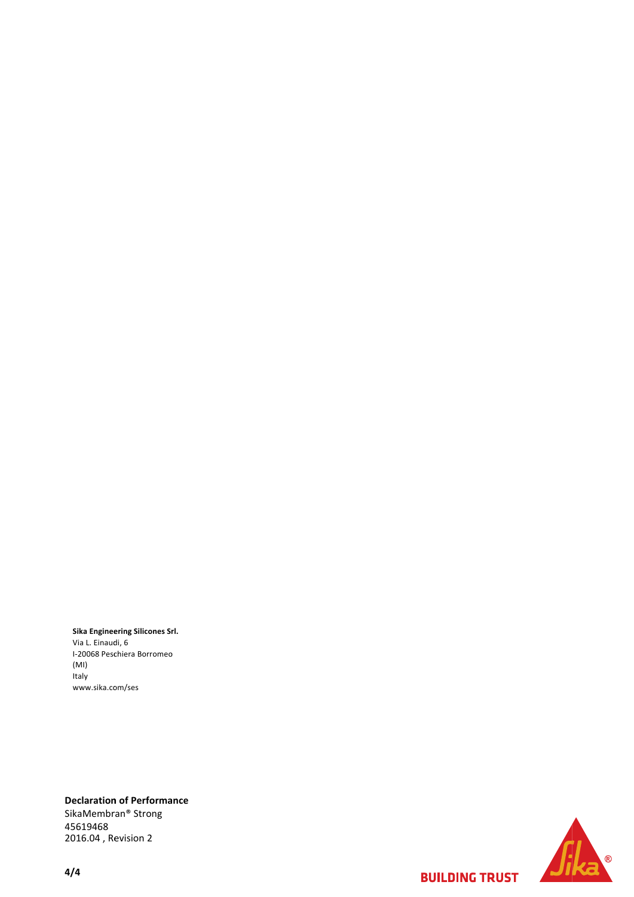**Sika Engineering Silicones Srl.**
Via L. Einaudi, 6
I-20068 Peschiera Borromeo
(MI)
Italy
www.sika.com/ses

**Declaration of Performance**
SikaMembran® Strong
45619468
2016.04 , Revision 2

BUILDING TRUST